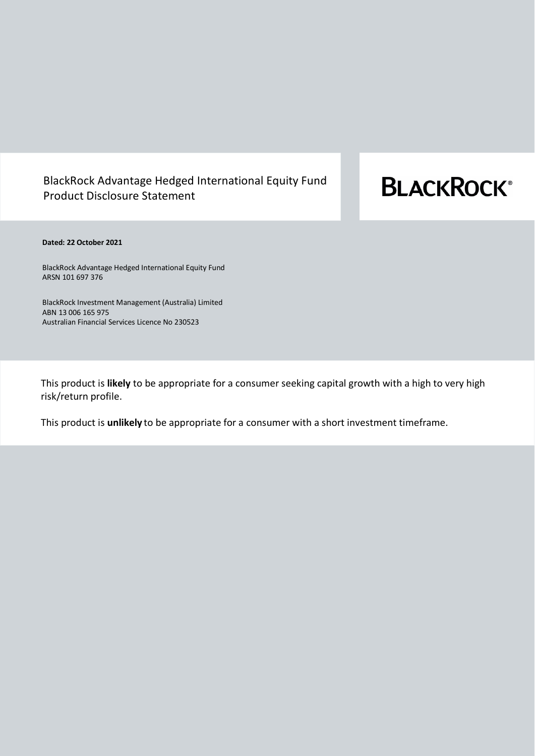# BlackRock Advantage Hedged International Equity Fund Product Disclosure Statement

BLACKROCK®

**Dated: 22 October 2021**

BlackRock Advantage Hedged International Equity Fund
ARSN 101 697 376

BlackRock Investment Management (Australia) Limited
ABN 13 006 165 975
Australian Financial Services Licence No 230523

This product is **likely** to be appropriate for a consumer seeking capital growth with a high to very high risk/return profile.

This product is **unlikely** to be appropriate for a consumer with a short investment timeframe.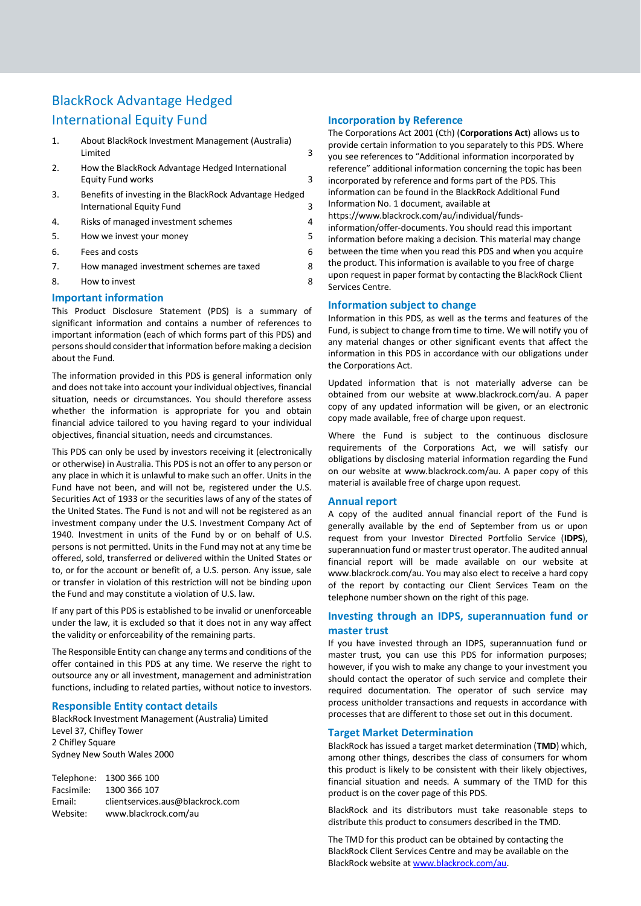# BlackRock Advantage Hedged International Equity Fund

| | | |
|---|---|---|
| 1. | About BlackRock Investment Management (Australia) Limited | 3 |
| 2. | How the BlackRock Advantage Hedged International Equity Fund works | 3 |
| 3. | Benefits of investing in the BlackRock Advantage Hedged International Equity Fund | 3 |
| 4. | Risks of managed investment schemes | 4 |
| 5. | How we invest your money | 5 |
| 6. | Fees and costs | 6 |
| 7. | How managed investment schemes are taxed | 8 |
| 8. | How to invest | 8 |

## Important information

This Product Disclosure Statement (PDS) is a summary of significant information and contains a number of references to important information (each of which forms part of this PDS) and persons should consider that information before making a decision about the Fund.

The information provided in this PDS is general information only and does not take into account your individual objectives, financial situation, needs or circumstances. You should therefore assess whether the information is appropriate for you and obtain financial advice tailored to you having regard to your individual objectives, financial situation, needs and circumstances.

This PDS can only be used by investors receiving it (electronically or otherwise) in Australia. This PDS is not an offer to any person or any place in which it is unlawful to make such an offer. Units in the Fund have not been, and will not be, registered under the U.S. Securities Act of 1933 or the securities laws of any of the states of the United States. The Fund is not and will not be registered as an investment company under the U.S. Investment Company Act of 1940. Investment in units of the Fund by or on behalf of U.S. persons is not permitted. Units in the Fund may not at any time be offered, sold, transferred or delivered within the United States or to, or for the account or benefit of, a U.S. person. Any issue, sale or transfer in violation of this restriction will not be binding upon the Fund and may constitute a violation of U.S. law.

If any part of this PDS is established to be invalid or unenforceable under the law, it is excluded so that it does not in any way affect the validity or enforceability of the remaining parts.

The Responsible Entity can change any terms and conditions of the offer contained in this PDS at any time. We reserve the right to outsource any or all investment, management and administration functions, including to related parties, without notice to investors.

## Responsible Entity contact details

BlackRock Investment Management (Australia) Limited
Level 37, Chifley Tower
2 Chifley Square
Sydney New South Wales 2000

Telephone: 1300 366 100
Facsimile: 1300 366 107
Email: clientservices.aus@blackrock.com
Website: www.blackrock.com/au

## Incorporation by Reference

The Corporations Act 2001 (Cth) (**Corporations Act**) allows us to provide certain information to you separately to this PDS. Where you see references to "Additional information incorporated by reference" additional information concerning the topic has been incorporated by reference and forms part of the PDS. This information can be found in the BlackRock Additional Fund Information No. 1 document, available at https://www.blackrock.com/au/individual/funds-information/offer-documents. You should read this important information before making a decision. This material may change between the time when you read this PDS and when you acquire the product. This information is available to you free of charge upon request in paper format by contacting the BlackRock Client Services Centre.

## Information subject to change

Information in this PDS, as well as the terms and features of the Fund, is subject to change from time to time. We will notify you of any material changes or other significant events that affect the information in this PDS in accordance with our obligations under the Corporations Act.

Updated information that is not materially adverse can be obtained from our website at www.blackrock.com/au. A paper copy of any updated information will be given, or an electronic copy made available, free of charge upon request.

Where the Fund is subject to the continuous disclosure requirements of the Corporations Act, we will satisfy our obligations by disclosing material information regarding the Fund on our website at www.blackrock.com/au. A paper copy of this material is available free of charge upon request.

## Annual report

A copy of the audited annual financial report of the Fund is generally available by the end of September from us or upon request from your Investor Directed Portfolio Service (**IDPS**), superannuation fund or master trust operator. The audited annual financial report will be made available on our website at www.blackrock.com/au. You may also elect to receive a hard copy of the report by contacting our Client Services Team on the telephone number shown on the right of this page.

## Investing through an IDPS, superannuation fund or master trust

If you have invested through an IDPS, superannuation fund or master trust, you can use this PDS for information purposes; however, if you wish to make any change to your investment you should contact the operator of such service and complete their required documentation. The operator of such service may process unitholder transactions and requests in accordance with processes that are different to those set out in this document.

## Target Market Determination

BlackRock has issued a target market determination (**TMD**) which, among other things, describes the class of consumers for whom this product is likely to be consistent with their likely objectives, financial situation and needs. A summary of the TMD for this product is on the cover page of this PDS.

BlackRock and its distributors must take reasonable steps to distribute this product to consumers described in the TMD.

The TMD for this product can be obtained by contacting the BlackRock Client Services Centre and may be available on the BlackRock website at www.blackrock.com/au.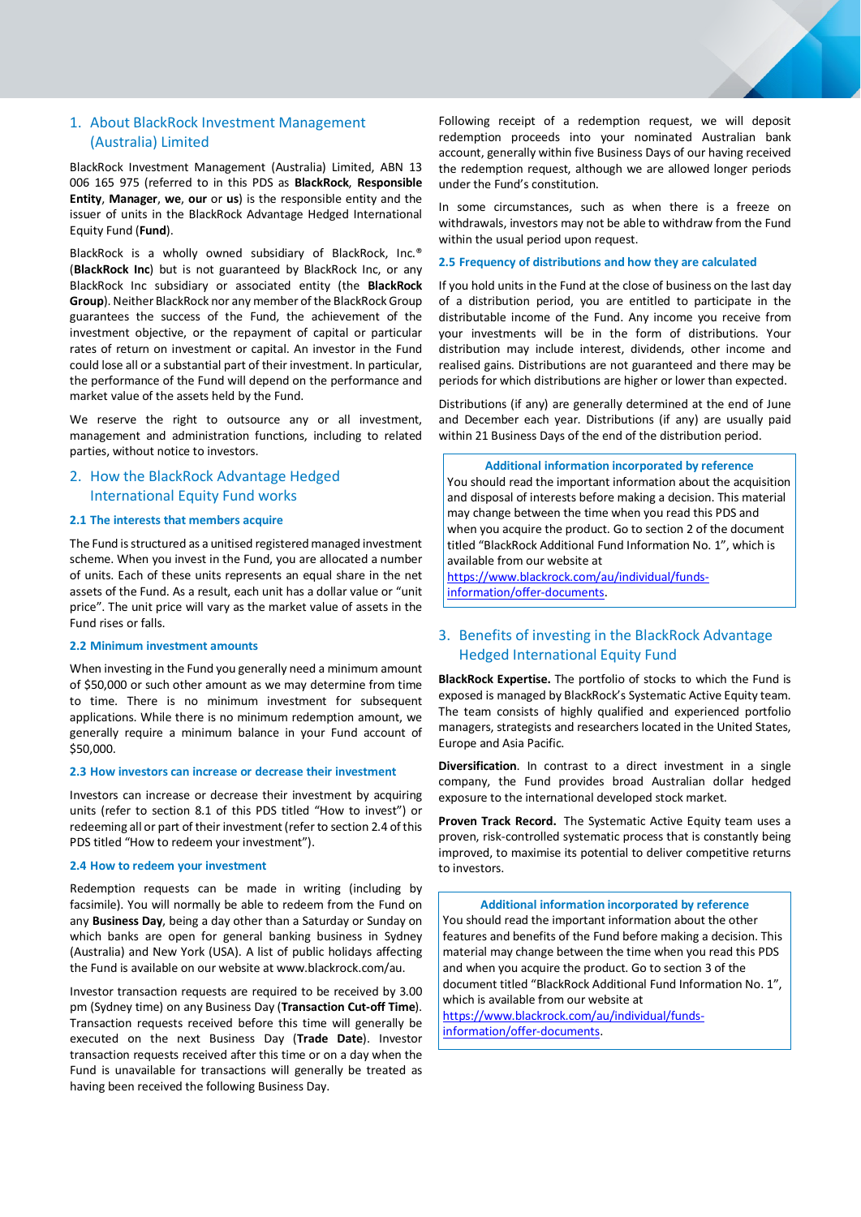## 1. About BlackRock Investment Management (Australia) Limited

BlackRock Investment Management (Australia) Limited, ABN 13 006 165 975 (referred to in this PDS as **BlackRock**, **Responsible Entity**, **Manager**, **we**, **our** or **us**) is the responsible entity and the issuer of units in the BlackRock Advantage Hedged International Equity Fund (**Fund**).

BlackRock is a wholly owned subsidiary of BlackRock, Inc.® (**BlackRock Inc**) but is not guaranteed by BlackRock Inc, or any BlackRock Inc subsidiary or associated entity (the **BlackRock Group**). Neither BlackRock nor any member of the BlackRock Group guarantees the success of the Fund, the achievement of the investment objective, or the repayment of capital or particular rates of return on investment or capital. An investor in the Fund could lose all or a substantial part of their investment. In particular, the performance of the Fund will depend on the performance and market value of the assets held by the Fund.

We reserve the right to outsource any or all investment, management and administration functions, including to related parties, without notice to investors.

## 2. How the BlackRock Advantage Hedged International Equity Fund works

### 2.1 The interests that members acquire

The Fund is structured as a unitised registered managed investment scheme. When you invest in the Fund, you are allocated a number of units. Each of these units represents an equal share in the net assets of the Fund. As a result, each unit has a dollar value or "unit price". The unit price will vary as the market value of assets in the Fund rises or falls.

### 2.2 Minimum investment amounts

When investing in the Fund you generally need a minimum amount of $50,000 or such other amount as we may determine from time to time. There is no minimum investment for subsequent applications. While there is no minimum redemption amount, we generally require a minimum balance in your Fund account of $50,000.

### 2.3 How investors can increase or decrease their investment

Investors can increase or decrease their investment by acquiring units (refer to section 8.1 of this PDS titled "How to invest") or redeeming all or part of their investment (refer to section 2.4 of this PDS titled "How to redeem your investment").

### 2.4 How to redeem your investment

Redemption requests can be made in writing (including by facsimile). You will normally be able to redeem from the Fund on any **Business Day**, being a day other than a Saturday or Sunday on which banks are open for general banking business in Sydney (Australia) and New York (USA). A list of public holidays affecting the Fund is available on our website at www.blackrock.com/au.

Investor transaction requests are required to be received by 3.00 pm (Sydney time) on any Business Day (**Transaction Cut-off Time**). Transaction requests received before this time will generally be executed on the next Business Day (**Trade Date**). Investor transaction requests received after this time or on a day when the Fund is unavailable for transactions will generally be treated as having been received the following Business Day.

Following receipt of a redemption request, we will deposit redemption proceeds into your nominated Australian bank account, generally within five Business Days of our having received the redemption request, although we are allowed longer periods under the Fund's constitution.

In some circumstances, such as when there is a freeze on withdrawals, investors may not be able to withdraw from the Fund within the usual period upon request.

### 2.5 Frequency of distributions and how they are calculated

If you hold units in the Fund at the close of business on the last day of a distribution period, you are entitled to participate in the distributable income of the Fund. Any income you receive from your investments will be in the form of distributions. Your distribution may include interest, dividends, other income and realised gains. Distributions are not guaranteed and there may be periods for which distributions are higher or lower than expected.

Distributions (if any) are generally determined at the end of June and December each year. Distributions (if any) are usually paid within 21 Business Days of the end of the distribution period.

> **Additional information incorporated by reference**
>
> You should read the important information about the acquisition and disposal of interests before making a decision. This material may change between the time when you read this PDS and when you acquire the product. Go to section 2 of the document titled "BlackRock Additional Fund Information No. 1", which is available from our website at [https://www.blackrock.com/au/individual/funds-information/offer-documents](https://www.blackrock.com/au/individual/funds-information/offer-documents).

## 3. Benefits of investing in the BlackRock Advantage Hedged International Equity Fund

**BlackRock Expertise.** The portfolio of stocks to which the Fund is exposed is managed by BlackRock's Systematic Active Equity team. The team consists of highly qualified and experienced portfolio managers, strategists and researchers located in the United States, Europe and Asia Pacific.

**Diversification**. In contrast to a direct investment in a single company, the Fund provides broad Australian dollar hedged exposure to the international developed stock market.

**Proven Track Record.** The Systematic Active Equity team uses a proven, risk-controlled systematic process that is constantly being improved, to maximise its potential to deliver competitive returns to investors.

> **Additional information incorporated by reference**
>
> You should read the important information about the other features and benefits of the Fund before making a decision. This material may change between the time when you read this PDS and when you acquire the product. Go to section 3 of the document titled "BlackRock Additional Fund Information No. 1", which is available from our website at [https://www.blackrock.com/au/individual/funds-information/offer-documents](https://www.blackrock.com/au/individual/funds-information/offer-documents).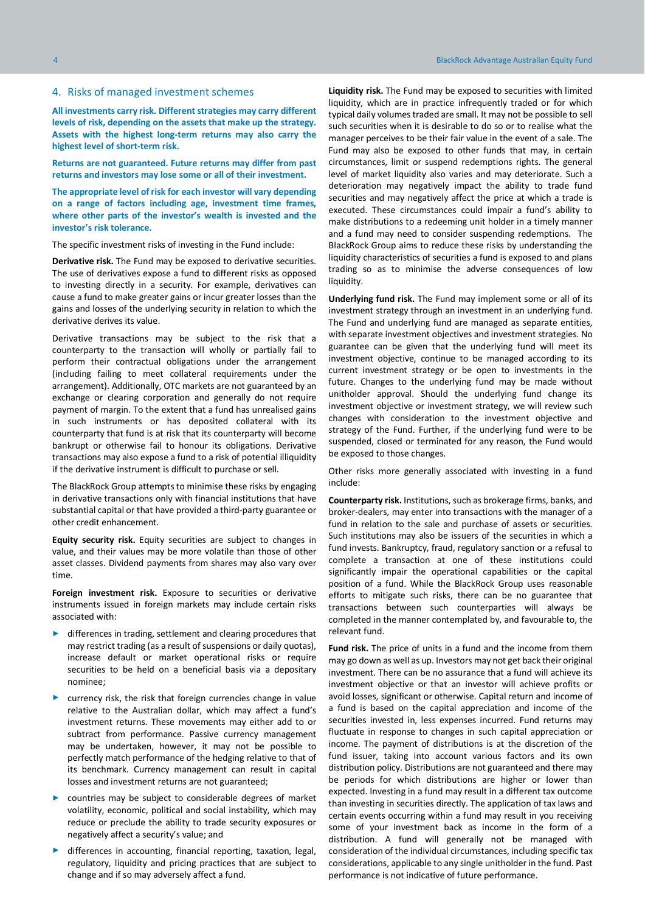## 4. Risks of managed investment schemes

**All investments carry risk. Different strategies may carry different levels of risk, depending on the assets that make up the strategy. Assets with the highest long-term returns may also carry the highest level of short-term risk.**

**Returns are not guaranteed. Future returns may differ from past returns and investors may lose some or all of their investment.**

**The appropriate level of risk for each investor will vary depending on a range of factors including age, investment time frames, where other parts of the investor's wealth is invested and the investor's risk tolerance.**

The specific investment risks of investing in the Fund include:

**Derivative risk.** The Fund may be exposed to derivative securities. The use of derivatives expose a fund to different risks as opposed to investing directly in a security. For example, derivatives can cause a fund to make greater gains or incur greater losses than the gains and losses of the underlying security in relation to which the derivative derives its value.

Derivative transactions may be subject to the risk that a counterparty to the transaction will wholly or partially fail to perform their contractual obligations under the arrangement (including failing to meet collateral requirements under the arrangement). Additionally, OTC markets are not guaranteed by an exchange or clearing corporation and generally do not require payment of margin. To the extent that a fund has unrealised gains in such instruments or has deposited collateral with its counterparty that fund is at risk that its counterparty will become bankrupt or otherwise fail to honour its obligations. Derivative transactions may also expose a fund to a risk of potential illiquidity if the derivative instrument is difficult to purchase or sell.

The BlackRock Group attempts to minimise these risks by engaging in derivative transactions only with financial institutions that have substantial capital or that have provided a third-party guarantee or other credit enhancement.

**Equity security risk.** Equity securities are subject to changes in value, and their values may be more volatile than those of other asset classes. Dividend payments from shares may also vary over time.

**Foreign investment risk.** Exposure to securities or derivative instruments issued in foreign markets may include certain risks associated with:

- differences in trading, settlement and clearing procedures that may restrict trading (as a result of suspensions or daily quotas), increase default or market operational risks or require securities to be held on a beneficial basis via a depositary nominee;
- currency risk, the risk that foreign currencies change in value relative to the Australian dollar, which may affect a fund's investment returns. These movements may either add to or subtract from performance. Passive currency management may be undertaken, however, it may not be possible to perfectly match performance of the hedging relative to that of its benchmark. Currency management can result in capital losses and investment returns are not guaranteed;
- countries may be subject to considerable degrees of market volatility, economic, political and social instability, which may reduce or preclude the ability to trade security exposures or negatively affect a security's value; and
- differences in accounting, financial reporting, taxation, legal, regulatory, liquidity and pricing practices that are subject to change and if so may adversely affect a fund.

**Liquidity risk.** The Fund may be exposed to securities with limited liquidity, which are in practice infrequently traded or for which typical daily volumes traded are small. It may not be possible to sell such securities when it is desirable to do so or to realise what the manager perceives to be their fair value in the event of a sale. The Fund may also be exposed to other funds that may, in certain circumstances, limit or suspend redemptions rights. The general level of market liquidity also varies and may deteriorate. Such a deterioration may negatively impact the ability to trade fund securities and may negatively affect the price at which a trade is executed. These circumstances could impair a fund's ability to make distributions to a redeeming unit holder in a timely manner and a fund may need to consider suspending redemptions. The BlackRock Group aims to reduce these risks by understanding the liquidity characteristics of securities a fund is exposed to and plans trading so as to minimise the adverse consequences of low liquidity.

**Underlying fund risk.** The Fund may implement some or all of its investment strategy through an investment in an underlying fund. The Fund and underlying fund are managed as separate entities, with separate investment objectives and investment strategies. No guarantee can be given that the underlying fund will meet its investment objective, continue to be managed according to its current investment strategy or be open to investments in the future. Changes to the underlying fund may be made without unitholder approval. Should the underlying fund change its investment objective or investment strategy, we will review such changes with consideration to the investment objective and strategy of the Fund. Further, if the underlying fund were to be suspended, closed or terminated for any reason, the Fund would be exposed to those changes.

Other risks more generally associated with investing in a fund include:

**Counterparty risk.** Institutions, such as brokerage firms, banks, and broker-dealers, may enter into transactions with the manager of a fund in relation to the sale and purchase of assets or securities. Such institutions may also be issuers of the securities in which a fund invests. Bankruptcy, fraud, regulatory sanction or a refusal to complete a transaction at one of these institutions could significantly impair the operational capabilities or the capital position of a fund. While the BlackRock Group uses reasonable efforts to mitigate such risks, there can be no guarantee that transactions between such counterparties will always be completed in the manner contemplated by, and favourable to, the relevant fund.

**Fund risk.** The price of units in a fund and the income from them may go down as well as up. Investors may not get back their original investment. There can be no assurance that a fund will achieve its investment objective or that an investor will achieve profits or avoid losses, significant or otherwise. Capital return and income of a fund is based on the capital appreciation and income of the securities invested in, less expenses incurred. Fund returns may fluctuate in response to changes in such capital appreciation or income. The payment of distributions is at the discretion of the fund issuer, taking into account various factors and its own distribution policy. Distributions are not guaranteed and there may be periods for which distributions are higher or lower than expected. Investing in a fund may result in a different tax outcome than investing in securities directly. The application of tax laws and certain events occurring within a fund may result in you receiving some of your investment back as income in the form of a distribution. A fund will generally not be managed with consideration of the individual circumstances, including specific tax considerations, applicable to any single unitholder in the fund. Past performance is not indicative of future performance.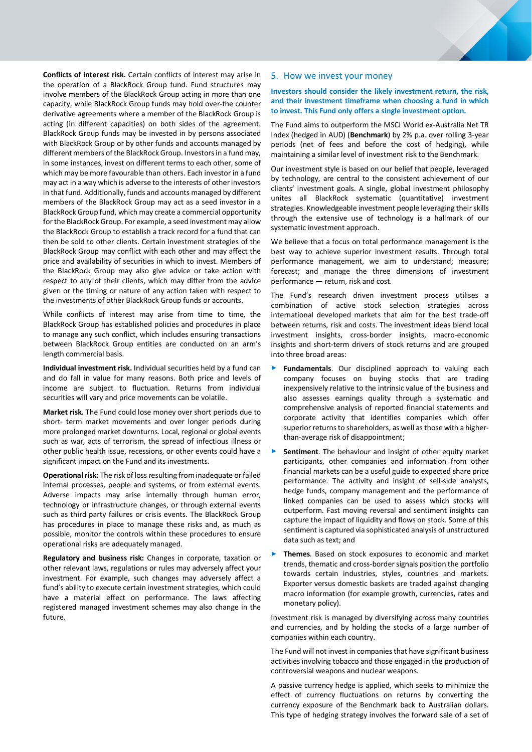**Conflicts of interest risk.** Certain conflicts of interest may arise in the operation of a BlackRock Group fund. Fund structures may involve members of the BlackRock Group acting in more than one capacity, while BlackRock Group funds may hold over-the counter derivative agreements where a member of the BlackRock Group is acting (in different capacities) on both sides of the agreement. BlackRock Group funds may be invested in by persons associated with BlackRock Group or by other funds and accounts managed by different members of the BlackRock Group. Investors in a fund may, in some instances, invest on different terms to each other, some of which may be more favourable than others. Each investor in a fund may act in a way which is adverse to the interests of other investors in that fund. Additionally, funds and accounts managed by different members of the BlackRock Group may act as a seed investor in a BlackRock Group fund, which may create a commercial opportunity for the BlackRock Group. For example, a seed investment may allow the BlackRock Group to establish a track record for a fund that can then be sold to other clients. Certain investment strategies of the BlackRock Group may conflict with each other and may affect the price and availability of securities in which to invest. Members of the BlackRock Group may also give advice or take action with respect to any of their clients, which may differ from the advice given or the timing or nature of any action taken with respect to the investments of other BlackRock Group funds or accounts.

While conflicts of interest may arise from time to time, the BlackRock Group has established policies and procedures in place to manage any such conflict, which includes ensuring transactions between BlackRock Group entities are conducted on an arm's length commercial basis.

**Individual investment risk.** Individual securities held by a fund can and do fall in value for many reasons. Both price and levels of income are subject to fluctuation. Returns from individual securities will vary and price movements can be volatile.

**Market risk.** The Fund could lose money over short periods due to short- term market movements and over longer periods during more prolonged market downturns. Local, regional or global events such as war, acts of terrorism, the spread of infectious illness or other public health issue, recessions, or other events could have a significant impact on the Fund and its investments.

**Operational risk:** The risk of loss resulting from inadequate or failed internal processes, people and systems, or from external events. Adverse impacts may arise internally through human error, technology or infrastructure changes, or through external events such as third party failures or crisis events. The BlackRock Group has procedures in place to manage these risks and, as much as possible, monitor the controls within these procedures to ensure operational risks are adequately managed.

**Regulatory and business risk:** Changes in corporate, taxation or other relevant laws, regulations or rules may adversely affect your investment. For example, such changes may adversely affect a fund's ability to execute certain investment strategies, which could have a material effect on performance. The laws affecting registered managed investment schemes may also change in the future.

## 5. How we invest your money

**Investors should consider the likely investment return, the risk, and their investment timeframe when choosing a fund in which to invest. This Fund only offers a single investment option.**

The Fund aims to outperform the MSCI World ex-Australia Net TR Index (hedged in AUD) (**Benchmark**) by 2% p.a. over rolling 3-year periods (net of fees and before the cost of hedging), while maintaining a similar level of investment risk to the Benchmark.

Our investment style is based on our belief that people, leveraged by technology, are central to the consistent achievement of our clients' investment goals. A single, global investment philosophy unites all BlackRock systematic (quantitative) investment strategies. Knowledgeable investment people leveraging their skills through the extensive use of technology is a hallmark of our systematic investment approach.

We believe that a focus on total performance management is the best way to achieve superior investment results. Through total performance management, we aim to understand; measure; forecast; and manage the three dimensions of investment performance — return, risk and cost.

The Fund's research driven investment process utilises a combination of active stock selection strategies across international developed markets that aim for the best trade-off between returns, risk and costs. The investment ideas blend local investment insights, cross-border insights, macro-economic insights and short-term drivers of stock returns and are grouped into three broad areas:

- **Fundamentals**. Our disciplined approach to valuing each company focuses on buying stocks that are trading inexpensively relative to the intrinsic value of the business and also assesses earnings quality through a systematic and comprehensive analysis of reported financial statements and corporate activity that identifies companies which offer superior returns to shareholders, as well as those with a higher-than-average risk of disappointment;
- **Sentiment**. The behaviour and insight of other equity market participants, other companies and information from other financial markets can be a useful guide to expected share price performance. The activity and insight of sell-side analysts, hedge funds, company management and the performance of linked companies can be used to assess which stocks will outperform. Fast moving reversal and sentiment insights can capture the impact of liquidity and flows on stock. Some of this sentiment is captured via sophisticated analysis of unstructured data such as text; and
- **Themes**. Based on stock exposures to economic and market trends, thematic and cross-border signals position the portfolio towards certain industries, styles, countries and markets. Exporter versus domestic baskets are traded against changing macro information (for example growth, currencies, rates and monetary policy).

Investment risk is managed by diversifying across many countries and currencies, and by holding the stocks of a large number of companies within each country.

The Fund will not invest in companies that have significant business activities involving tobacco and those engaged in the production of controversial weapons and nuclear weapons.

A passive currency hedge is applied, which seeks to minimize the effect of currency fluctuations on returns by converting the currency exposure of the Benchmark back to Australian dollars. This type of hedging strategy involves the forward sale of a set of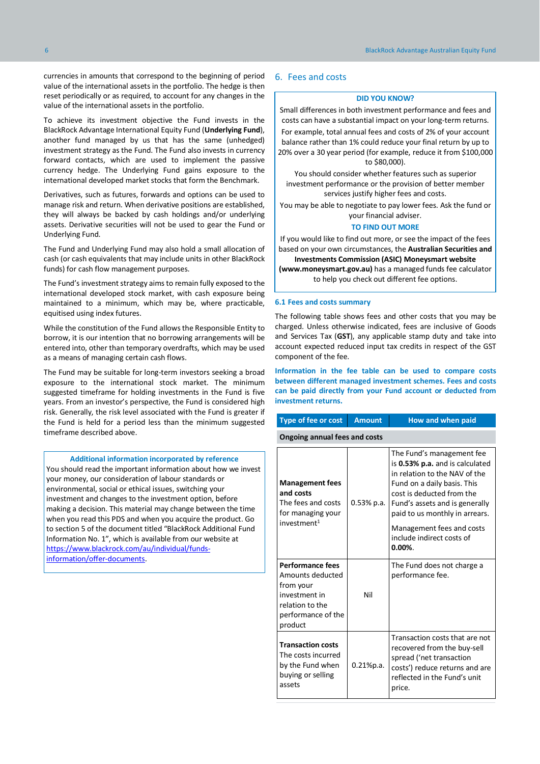currencies in amounts that correspond to the beginning of period value of the international assets in the portfolio. The hedge is then reset periodically or as required, to account for any changes in the value of the international assets in the portfolio.

To achieve its investment objective the Fund invests in the BlackRock Advantage International Equity Fund (**Underlying Fund**), another fund managed by us that has the same (unhedged) investment strategy as the Fund. The Fund also invests in currency forward contacts, which are used to implement the passive currency hedge. The Underlying Fund gains exposure to the international developed market stocks that form the Benchmark.

Derivatives, such as futures, forwards and options can be used to manage risk and return. When derivative positions are established, they will always be backed by cash holdings and/or underlying assets. Derivative securities will not be used to gear the Fund or Underlying Fund.

The Fund and Underlying Fund may also hold a small allocation of cash (or cash equivalents that may include units in other BlackRock funds) for cash flow management purposes.

The Fund's investment strategy aims to remain fully exposed to the international developed stock market, with cash exposure being maintained to a minimum, which may be, where practicable, equitised using index futures.

While the constitution of the Fund allows the Responsible Entity to borrow, it is our intention that no borrowing arrangements will be entered into, other than temporary overdrafts, which may be used as a means of managing certain cash flows.

The Fund may be suitable for long-term investors seeking a broad exposure to the international stock market. The minimum suggested timeframe for holding investments in the Fund is five years. From an investor's perspective, the Fund is considered high risk. Generally, the risk level associated with the Fund is greater if the Fund is held for a period less than the minimum suggested timeframe described above.

**Additional information incorporated by reference**

You should read the important information about how we invest your money, our consideration of labour standards or environmental, social or ethical issues, switching your investment and changes to the investment option, before making a decision. This material may change between the time when you read this PDS and when you acquire the product. Go to section 5 of the document titled "BlackRock Additional Fund Information No. 1", which is available from our website at https://www.blackrock.com/au/individual/funds-information/offer-documents.

## 6. Fees and costs

**DID YOU KNOW?**

Small differences in both investment performance and fees and costs can have a substantial impact on your long-term returns.

For example, total annual fees and costs of 2% of your account balance rather than 1% could reduce your final return by up to 20% over a 30 year period (for example, reduce it from $100,000 to $80,000).

You should consider whether features such as superior investment performance or the provision of better member services justify higher fees and costs.

You may be able to negotiate to pay lower fees. Ask the fund or your financial adviser.

**TO FIND OUT MORE**

If you would like to find out more, or see the impact of the fees based on your own circumstances, the **Australian Securities and Investments Commission (ASIC) Moneysmart website (www.moneysmart.gov.au)** has a managed funds fee calculator to help you check out different fee options.

### 6.1 Fees and costs summary

The following table shows fees and other costs that you may be charged. Unless otherwise indicated, fees are inclusive of Goods and Services Tax (**GST**), any applicable stamp duty and take into account expected reduced input tax credits in respect of the GST component of the fee.

**Information in the fee table can be used to compare costs between different managed investment schemes. Fees and costs can be paid directly from your Fund account or deducted from investment returns.**

| Type of fee or cost | Amount | How and when paid |
|---|---|---|
| **Ongoing annual fees and costs** | | |
| **Management fees and costs** The fees and costs for managing your investment[1] | 0.53% p.a. | The Fund's management fee is **0.53% p.a.** and is calculated in relation to the NAV of the Fund on a daily basis. This cost is deducted from the Fund's assets and is generally paid to us monthly in arrears. Management fees and costs include indirect costs of **0.00%**. |
| **Performance fees** Amounts deducted from your investment in relation to the performance of the product | Nil | The Fund does not charge a performance fee. |
| **Transaction costs** The costs incurred by the Fund when buying or selling assets | 0.21%p.a. | Transaction costs that are not recovered from the buy-sell spread ('net transaction costs') reduce returns and are reflected in the Fund's unit price. |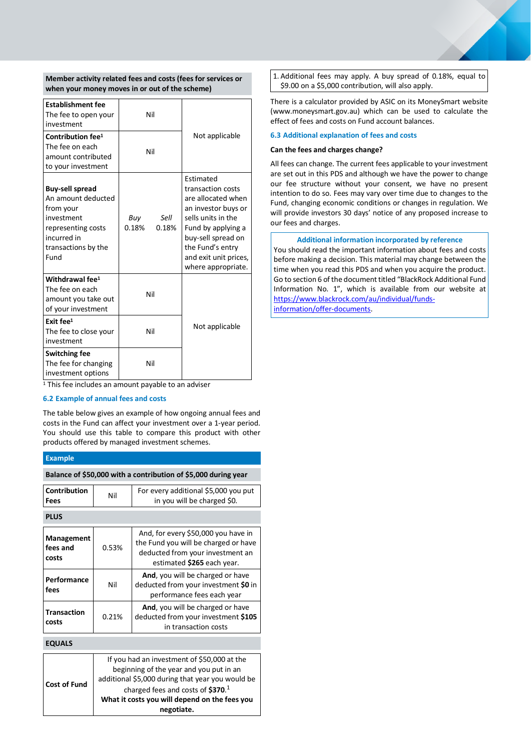| Member activity related fees and costs (fees for services or when your money moves in or out of the scheme) | | |
|---|---|---|
| **Establishment fee** The fee to open your investment | Nil | Not applicable |
| **Contribution fee**[1] The fee on each amount contributed to your investment | Nil | |
| **Buy-sell spread** An amount deducted from your investment representing costs incurred in transactions by the Fund | *Buy* 0.18% *Sell* 0.18% | Estimated transaction costs are allocated when an investor buys or sells units in the Fund by applying a buy-sell spread on the Fund's entry and exit unit prices, where appropriate. |
| **Withdrawal fee**[1] The fee on each amount you take out of your investment | Nil | Not applicable |
| **Exit fee**[1] The fee to close your investment | Nil | |
| **Switching fee** The fee for changing investment options | Nil | |

[1] This fee includes an amount payable to an adviser

### 6.2 Example of annual fees and costs

The table below gives an example of how ongoing annual fees and costs in the Fund can affect your investment over a 1-year period. You should use this table to compare this product with other products offered by managed investment schemes.

| **Example** | | |
|---|---|---|
| **Balance of $50,000 with a contribution of $5,000 during year** | | |
| **Contribution Fees** | Nil | For every additional $5,000 you put in you will be charged $0. |
| **PLUS** | | |
| **Management fees and costs** | 0.53% | And, for every $50,000 you have in the Fund you will be charged or have deducted from your investment an estimated **$265** each year. |
| **Performance fees** | Nil | **And**, you will be charged or have deducted from your investment **$0** in performance fees each year |
| **Transaction costs** | 0.21% | **And**, you will be charged or have deducted from your investment **$105** in transaction costs |
| **EQUALS** | | |
| **Cost of Fund** | | If you had an investment of $50,000 at the beginning of the year and you put in an additional $5,000 during that year you would be charged fees and costs of **$370.**[1] **What it costs you will depend on the fees you negotiate.** |

1. Additional fees may apply. A buy spread of 0.18%, equal to $9.00 on a $5,000 contribution, will also apply.

There is a calculator provided by ASIC on its MoneySmart website (www.moneysmart.gov.au) which can be used to calculate the effect of fees and costs on Fund account balances.

### 6.3 Additional explanation of fees and costs

**Can the fees and charges change?**

All fees can change. The current fees applicable to your investment are set out in this PDS and although we have the power to change our fee structure without your consent, we have no present intention to do so. Fees may vary over time due to changes to the Fund, changing economic conditions or changes in regulation. We will provide investors 30 days' notice of any proposed increase to our fees and charges.

**Additional information incorporated by reference**

You should read the important information about fees and costs before making a decision. This material may change between the time when you read this PDS and when you acquire the product. Go to section 6 of the document titled "BlackRock Additional Fund Information No. 1", which is available from our website at https://www.blackrock.com/au/individual/funds-information/offer-documents.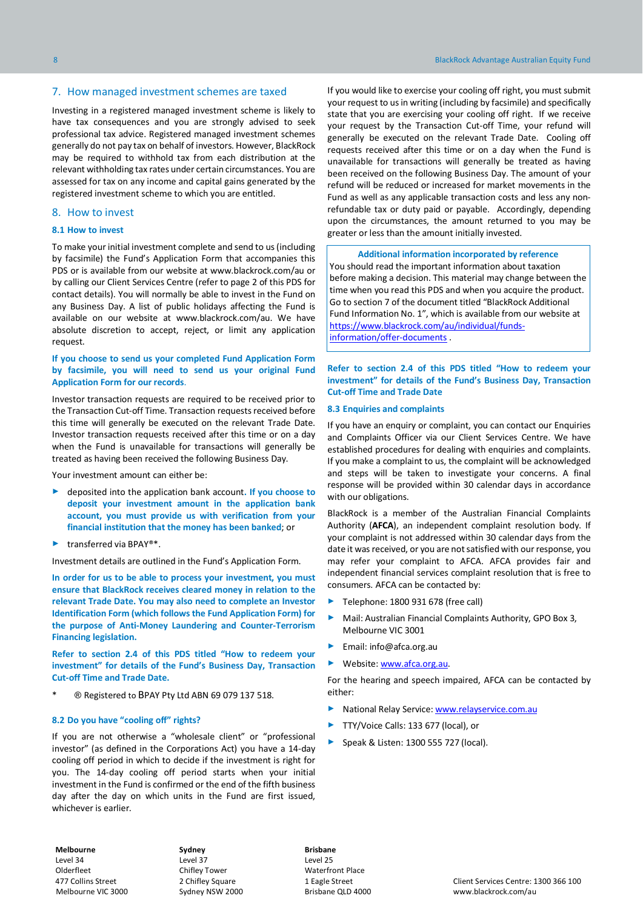## 7. How managed investment schemes are taxed

Investing in a registered managed investment scheme is likely to have tax consequences and you are strongly advised to seek professional tax advice. Registered managed investment schemes generally do not pay tax on behalf of investors. However, BlackRock may be required to withhold tax from each distribution at the relevant withholding tax rates under certain circumstances. You are assessed for tax on any income and capital gains generated by the registered investment scheme to which you are entitled.

## 8. How to invest

### 8.1 How to invest

To make your initial investment complete and send to us (including by facsimile) the Fund's Application Form that accompanies this PDS or is available from our website at www.blackrock.com/au or by calling our Client Services Centre (refer to page 2 of this PDS for contact details). You will normally be able to invest in the Fund on any Business Day. A list of public holidays affecting the Fund is available on our website at www.blackrock.com/au. We have absolute discretion to accept, reject, or limit any application request.

**If you choose to send us your completed Fund Application Form by facsimile, you will need to send us your original Fund Application Form for our records.**

Investor transaction requests are required to be received prior to the Transaction Cut-off Time. Transaction requests received before this time will generally be executed on the relevant Trade Date. Investor transaction requests received after this time or on a day when the Fund is unavailable for transactions will generally be treated as having been received the following Business Day.

Your investment amount can either be:

- deposited into the application bank account. **If you choose to deposit your investment amount in the application bank account, you must provide us with verification from your financial institution that the money has been banked**; or
- transferred via BPAY®*.

Investment details are outlined in the Fund's Application Form.

**In order for us to be able to process your investment, you must ensure that BlackRock receives cleared money in relation to the relevant Trade Date. You may also need to complete an Investor Identification Form (which follows the Fund Application Form) for the purpose of Anti-Money Laundering and Counter-Terrorism Financing legislation.**

**Refer to section 2.4 of this PDS titled "How to redeem your investment" for details of the Fund's Business Day, Transaction Cut-off Time and Trade Date.**

\* ® Registered to BPAY Pty Ltd ABN 69 079 137 518.

### 8.2 Do you have "cooling off" rights?

If you are not otherwise a "wholesale client" or "professional investor" (as defined in the Corporations Act) you have a 14-day cooling off period in which to decide if the investment is right for you. The 14-day cooling off period starts when your initial investment in the Fund is confirmed or the end of the fifth business day after the day on which units in the Fund are first issued, whichever is earlier.

If you would like to exercise your cooling off right, you must submit your request to us in writing (including by facsimile) and specifically state that you are exercising your cooling off right. If we receive your request by the Transaction Cut-off Time, your refund will generally be executed on the relevant Trade Date. Cooling off requests received after this time or on a day when the Fund is unavailable for transactions will generally be treated as having been received on the following Business Day. The amount of your refund will be reduced or increased for market movements in the Fund as well as any applicable transaction costs and less any non-refundable tax or duty paid or payable. Accordingly, depending upon the circumstances, the amount returned to you may be greater or less than the amount initially invested.

**Additional information incorporated by reference**

You should read the important information about taxation before making a decision. This material may change between the time when you read this PDS and when you acquire the product. Go to section 7 of the document titled "BlackRock Additional Fund Information No. 1", which is available from our website at https://www.blackrock.com/au/individual/funds-information/offer-documents .

**Refer to section 2.4 of this PDS titled "How to redeem your investment" for details of the Fund's Business Day, Transaction Cut-off Time and Trade Date**

### 8.3 Enquiries and complaints

If you have an enquiry or complaint, you can contact our Enquiries and Complaints Officer via our Client Services Centre. We have established procedures for dealing with enquiries and complaints. If you make a complaint to us, the complaint will be acknowledged and steps will be taken to investigate your concerns. A final response will be provided within 30 calendar days in accordance with our obligations.

BlackRock is a member of the Australian Financial Complaints Authority (**AFCA**), an independent complaint resolution body. If your complaint is not addressed within 30 calendar days from the date it was received, or you are not satisfied with our response, you may refer your complaint to AFCA. AFCA provides fair and independent financial services complaint resolution that is free to consumers. AFCA can be contacted by:

- Telephone: 1800 931 678 (free call)
- Mail: Australian Financial Complaints Authority, GPO Box 3, Melbourne VIC 3001
- Email: info@afca.org.au
- Website: www.afca.org.au.

For the hearing and speech impaired, AFCA can be contacted by either:

- National Relay Service: www.relayservice.com.au
- TTY/Voice Calls: 133 677 (local), or
- Speak & Listen: 1300 555 727 (local).

**Melbourne**
Level 34
Olderfleet
477 Collins Street
Melbourne VIC 3000

**Sydney**
Level 37
Chifley Tower
2 Chifley Square
Sydney NSW 2000

**Brisbane**
Level 25
Waterfront Place
1 Eagle Street
Brisbane QLD 4000

Client Services Centre: 1300 366 100
www.blackrock.com/au